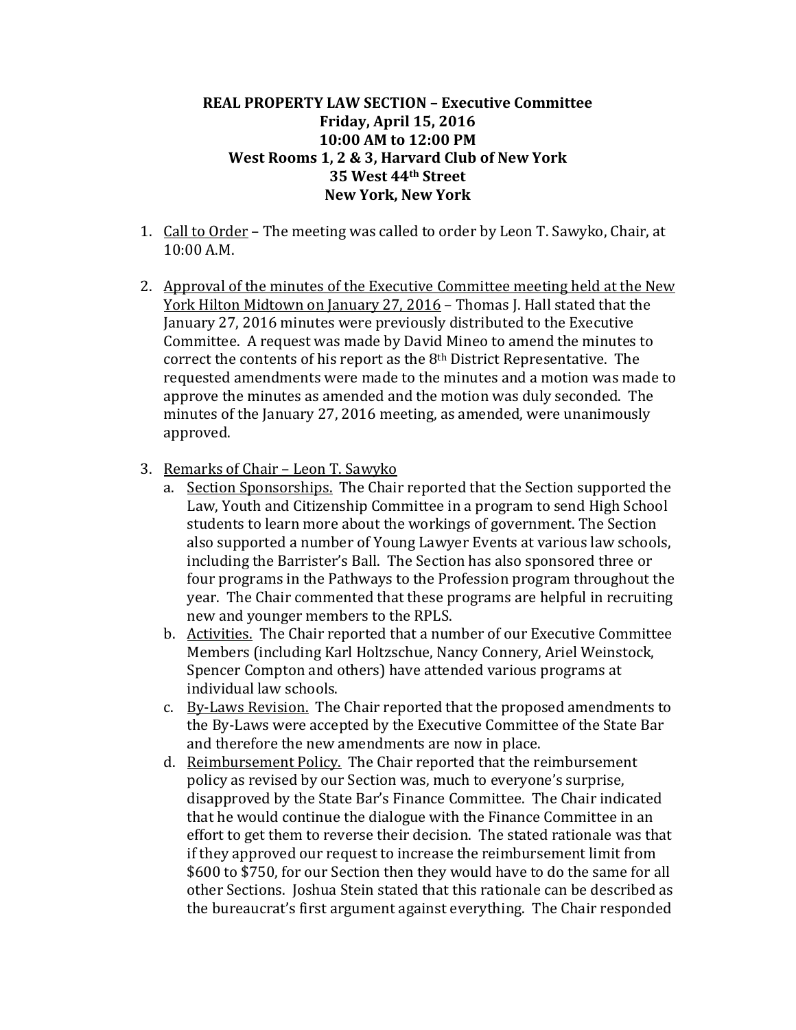**REAL PROPERTY LAW SECTION – Executive Committee**
**Friday, April 15, 2016**
**10:00 AM to 12:00 PM**
**West Rooms 1, 2 & 3, Harvard Club of New York**
**35 West 44th Street**
**New York, New York**

1. Call to Order – The meeting was called to order by Leon T. Sawyko, Chair, at 10:00 A.M.

2. Approval of the minutes of the Executive Committee meeting held at the New York Hilton Midtown on January 27, 2016 – Thomas J. Hall stated that the January 27, 2016 minutes were previously distributed to the Executive Committee. A request was made by David Mineo to amend the minutes to correct the contents of his report as the 8th District Representative. The requested amendments were made to the minutes and a motion was made to approve the minutes as amended and the motion was duly seconded. The minutes of the January 27, 2016 meeting, as amended, were unanimously approved.

3. Remarks of Chair – Leon T. Sawyko
   a. Section Sponsorships. The Chair reported that the Section supported the Law, Youth and Citizenship Committee in a program to send High School students to learn more about the workings of government. The Section also supported a number of Young Lawyer Events at various law schools, including the Barrister's Ball. The Section has also sponsored three or four programs in the Pathways to the Profession program throughout the year. The Chair commented that these programs are helpful in recruiting new and younger members to the RPLS.
   b. Activities. The Chair reported that a number of our Executive Committee Members (including Karl Holtzschue, Nancy Connery, Ariel Weinstock, Spencer Compton and others) have attended various programs at individual law schools.
   c. By-Laws Revision. The Chair reported that the proposed amendments to the By-Laws were accepted by the Executive Committee of the State Bar and therefore the new amendments are now in place.
   d. Reimbursement Policy. The Chair reported that the reimbursement policy as revised by our Section was, much to everyone's surprise, disapproved by the State Bar's Finance Committee. The Chair indicated that he would continue the dialogue with the Finance Committee in an effort to get them to reverse their decision. The stated rationale was that if they approved our request to increase the reimbursement limit from $600 to $750, for our Section then they would have to do the same for all other Sections. Joshua Stein stated that this rationale can be described as the bureaucrat's first argument against everything. The Chair responded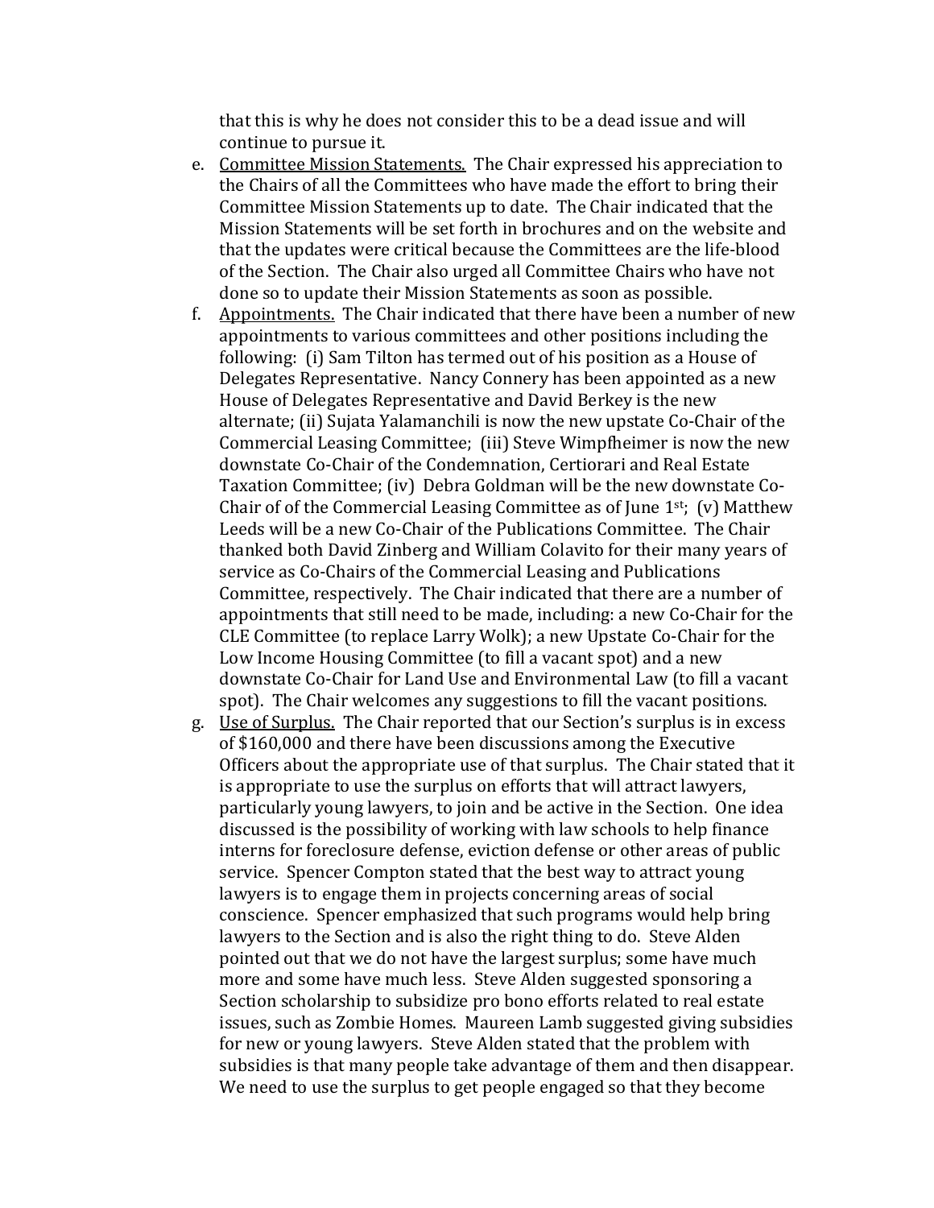that this is why he does not consider this to be a dead issue and will continue to pursue it.

e. <u>Committee Mission Statements.</u> The Chair expressed his appreciation to the Chairs of all the Committees who have made the effort to bring their Committee Mission Statements up to date. The Chair indicated that the Mission Statements will be set forth in brochures and on the website and that the updates were critical because the Committees are the life-blood of the Section. The Chair also urged all Committee Chairs who have not done so to update their Mission Statements as soon as possible.

f. <u>Appointments.</u> The Chair indicated that there have been a number of new appointments to various committees and other positions including the following: (i) Sam Tilton has termed out of his position as a House of Delegates Representative. Nancy Connery has been appointed as a new House of Delegates Representative and David Berkey is the new alternate; (ii) Sujata Yalamanchili is now the new upstate Co-Chair of the Commercial Leasing Committee; (iii) Steve Wimpfheimer is now the new downstate Co-Chair of the Condemnation, Certiorari and Real Estate Taxation Committee; (iv) Debra Goldman will be the new downstate Co-Chair of of the Commercial Leasing Committee as of June 1st; (v) Matthew Leeds will be a new Co-Chair of the Publications Committee. The Chair thanked both David Zinberg and William Colavito for their many years of service as Co-Chairs of the Commercial Leasing and Publications Committee, respectively. The Chair indicated that there are a number of appointments that still need to be made, including: a new Co-Chair for the CLE Committee (to replace Larry Wolk); a new Upstate Co-Chair for the Low Income Housing Committee (to fill a vacant spot) and a new downstate Co-Chair for Land Use and Environmental Law (to fill a vacant spot). The Chair welcomes any suggestions to fill the vacant positions.

g. <u>Use of Surplus.</u> The Chair reported that our Section's surplus is in excess of $160,000 and there have been discussions among the Executive Officers about the appropriate use of that surplus. The Chair stated that it is appropriate to use the surplus on efforts that will attract lawyers, particularly young lawyers, to join and be active in the Section. One idea discussed is the possibility of working with law schools to help finance interns for foreclosure defense, eviction defense or other areas of public service. Spencer Compton stated that the best way to attract young lawyers is to engage them in projects concerning areas of social conscience. Spencer emphasized that such programs would help bring lawyers to the Section and is also the right thing to do. Steve Alden pointed out that we do not have the largest surplus; some have much more and some have much less. Steve Alden suggested sponsoring a Section scholarship to subsidize pro bono efforts related to real estate issues, such as Zombie Homes. Maureen Lamb suggested giving subsidies for new or young lawyers. Steve Alden stated that the problem with subsidies is that many people take advantage of them and then disappear. We need to use the surplus to get people engaged so that they become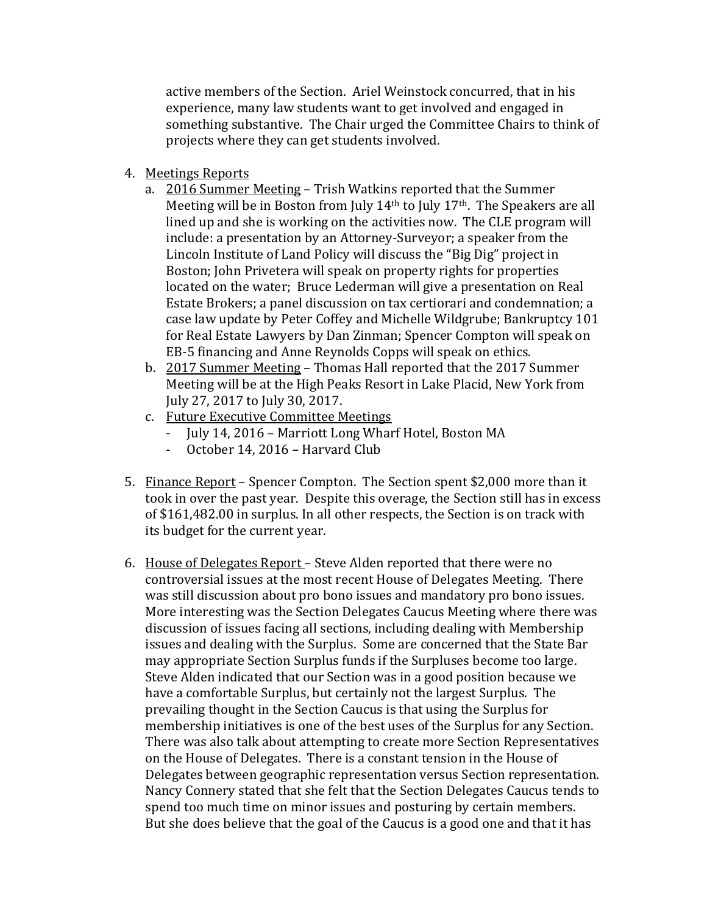active members of the Section. Ariel Weinstock concurred, that in his experience, many law students want to get involved and engaged in something substantive. The Chair urged the Committee Chairs to think of projects where they can get students involved.

4. <u>Meetings Reports</u>
   a. <u>2016 Summer Meeting</u> – Trish Watkins reported that the Summer Meeting will be in Boston from July 14th to July 17th. The Speakers are all lined up and she is working on the activities now. The CLE program will include: a presentation by an Attorney-Surveyor; a speaker from the Lincoln Institute of Land Policy will discuss the "Big Dig" project in Boston; John Privetera will speak on property rights for properties located on the water; Bruce Lederman will give a presentation on Real Estate Brokers; a panel discussion on tax certiorari and condemnation; a case law update by Peter Coffey and Michelle Wildgrube; Bankruptcy 101 for Real Estate Lawyers by Dan Zinman; Spencer Compton will speak on EB-5 financing and Anne Reynolds Copps will speak on ethics.
   b. <u>2017 Summer Meeting</u> – Thomas Hall reported that the 2017 Summer Meeting will be at the High Peaks Resort in Lake Placid, New York from July 27, 2017 to July 30, 2017.
   c. <u>Future Executive Committee Meetings</u>
      - July 14, 2016 – Marriott Long Wharf Hotel, Boston MA
      - October 14, 2016 – Harvard Club

5. <u>Finance Report</u> – Spencer Compton. The Section spent $2,000 more than it took in over the past year. Despite this overage, the Section still has in excess of $161,482.00 in surplus. In all other respects, the Section is on track with its budget for the current year.

6. <u>House of Delegates Report</u> – Steve Alden reported that there were no controversial issues at the most recent House of Delegates Meeting. There was still discussion about pro bono issues and mandatory pro bono issues. More interesting was the Section Delegates Caucus Meeting where there was discussion of issues facing all sections, including dealing with Membership issues and dealing with the Surplus. Some are concerned that the State Bar may appropriate Section Surplus funds if the Surpluses become too large. Steve Alden indicated that our Section was in a good position because we have a comfortable Surplus, but certainly not the largest Surplus. The prevailing thought in the Section Caucus is that using the Surplus for membership initiatives is one of the best uses of the Surplus for any Section. There was also talk about attempting to create more Section Representatives on the House of Delegates. There is a constant tension in the House of Delegates between geographic representation versus Section representation. Nancy Connery stated that she felt that the Section Delegates Caucus tends to spend too much time on minor issues and posturing by certain members. But she does believe that the goal of the Caucus is a good one and that it has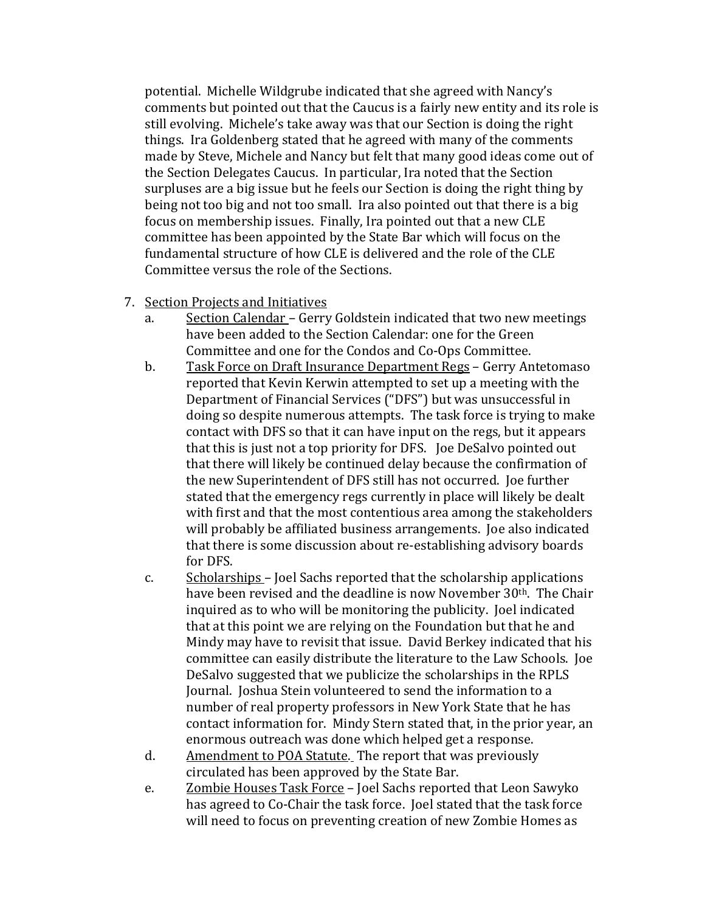potential. Michelle Wildgrube indicated that she agreed with Nancy's comments but pointed out that the Caucus is a fairly new entity and its role is still evolving. Michele's take away was that our Section is doing the right things. Ira Goldenberg stated that he agreed with many of the comments made by Steve, Michele and Nancy but felt that many good ideas come out of the Section Delegates Caucus. In particular, Ira noted that the Section surpluses are a big issue but he feels our Section is doing the right thing by being not too big and not too small. Ira also pointed out that there is a big focus on membership issues. Finally, Ira pointed out that a new CLE committee has been appointed by the State Bar which will focus on the fundamental structure of how CLE is delivered and the role of the CLE Committee versus the role of the Sections.

7. Section Projects and Initiatives
   a. Section Calendar – Gerry Goldstein indicated that two new meetings have been added to the Section Calendar: one for the Green Committee and one for the Condos and Co-Ops Committee.
   b. Task Force on Draft Insurance Department Regs – Gerry Antetomaso reported that Kevin Kerwin attempted to set up a meeting with the Department of Financial Services ("DFS") but was unsuccessful in doing so despite numerous attempts. The task force is trying to make contact with DFS so that it can have input on the regs, but it appears that this is just not a top priority for DFS. Joe DeSalvo pointed out that there will likely be continued delay because the confirmation of the new Superintendent of DFS still has not occurred. Joe further stated that the emergency regs currently in place will likely be dealt with first and that the most contentious area among the stakeholders will probably be affiliated business arrangements. Joe also indicated that there is some discussion about re-establishing advisory boards for DFS.
   c. Scholarships – Joel Sachs reported that the scholarship applications have been revised and the deadline is now November 30th. The Chair inquired as to who will be monitoring the publicity. Joel indicated that at this point we are relying on the Foundation but that he and Mindy may have to revisit that issue. David Berkey indicated that his committee can easily distribute the literature to the Law Schools. Joe DeSalvo suggested that we publicize the scholarships in the RPLS Journal. Joshua Stein volunteered to send the information to a number of real property professors in New York State that he has contact information for. Mindy Stern stated that, in the prior year, an enormous outreach was done which helped get a response.
   d. Amendment to POA Statute. The report that was previously circulated has been approved by the State Bar.
   e. Zombie Houses Task Force – Joel Sachs reported that Leon Sawyko has agreed to Co-Chair the task force. Joel stated that the task force will need to focus on preventing creation of new Zombie Homes as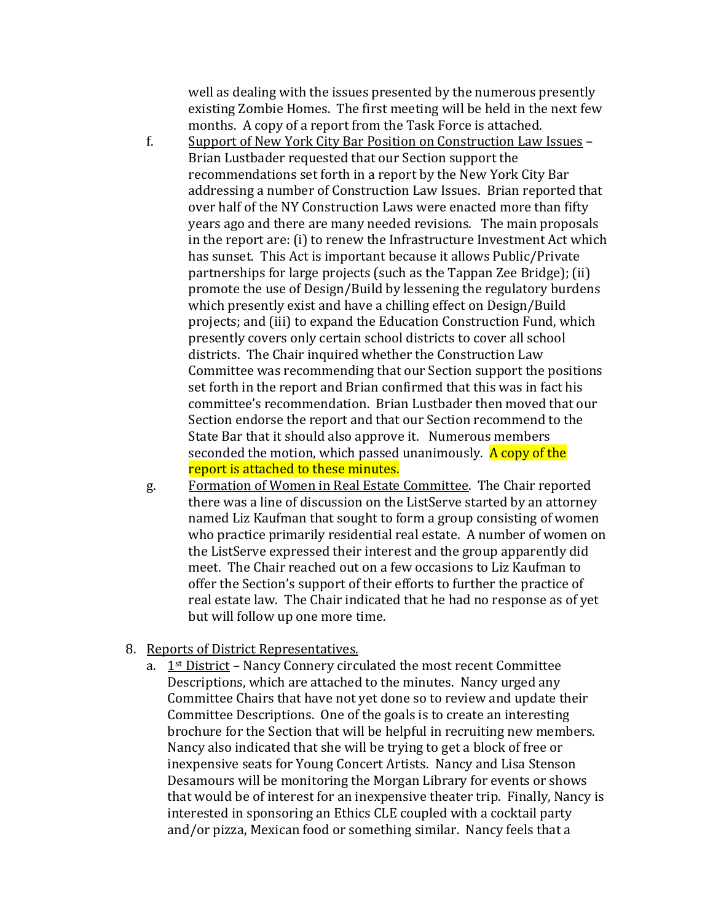well as dealing with the issues presented by the numerous presently existing Zombie Homes. The first meeting will be held in the next few months. A copy of a report from the Task Force is attached.

f. Support of New York City Bar Position on Construction Law Issues – Brian Lustbader requested that our Section support the recommendations set forth in a report by the New York City Bar addressing a number of Construction Law Issues. Brian reported that over half of the NY Construction Laws were enacted more than fifty years ago and there are many needed revisions. The main proposals in the report are: (i) to renew the Infrastructure Investment Act which has sunset. This Act is important because it allows Public/Private partnerships for large projects (such as the Tappan Zee Bridge); (ii) promote the use of Design/Build by lessening the regulatory burdens which presently exist and have a chilling effect on Design/Build projects; and (iii) to expand the Education Construction Fund, which presently covers only certain school districts to cover all school districts. The Chair inquired whether the Construction Law Committee was recommending that our Section support the positions set forth in the report and Brian confirmed that this was in fact his committee's recommendation. Brian Lustbader then moved that our Section endorse the report and that our Section recommend to the State Bar that it should also approve it. Numerous members seconded the motion, which passed unanimously. A copy of the report is attached to these minutes.

g. Formation of Women in Real Estate Committee. The Chair reported there was a line of discussion on the ListServe started by an attorney named Liz Kaufman that sought to form a group consisting of women who practice primarily residential real estate. A number of women on the ListServe expressed their interest and the group apparently did meet. The Chair reached out on a few occasions to Liz Kaufman to offer the Section's support of their efforts to further the practice of real estate law. The Chair indicated that he had no response as of yet but will follow up one more time.

8. Reports of District Representatives.
   a. 1st District – Nancy Connery circulated the most recent Committee Descriptions, which are attached to the minutes. Nancy urged any Committee Chairs that have not yet done so to review and update their Committee Descriptions. One of the goals is to create an interesting brochure for the Section that will be helpful in recruiting new members. Nancy also indicated that she will be trying to get a block of free or inexpensive seats for Young Concert Artists. Nancy and Lisa Stenson Desamours will be monitoring the Morgan Library for events or shows that would be of interest for an inexpensive theater trip. Finally, Nancy is interested in sponsoring an Ethics CLE coupled with a cocktail party and/or pizza, Mexican food or something similar. Nancy feels that a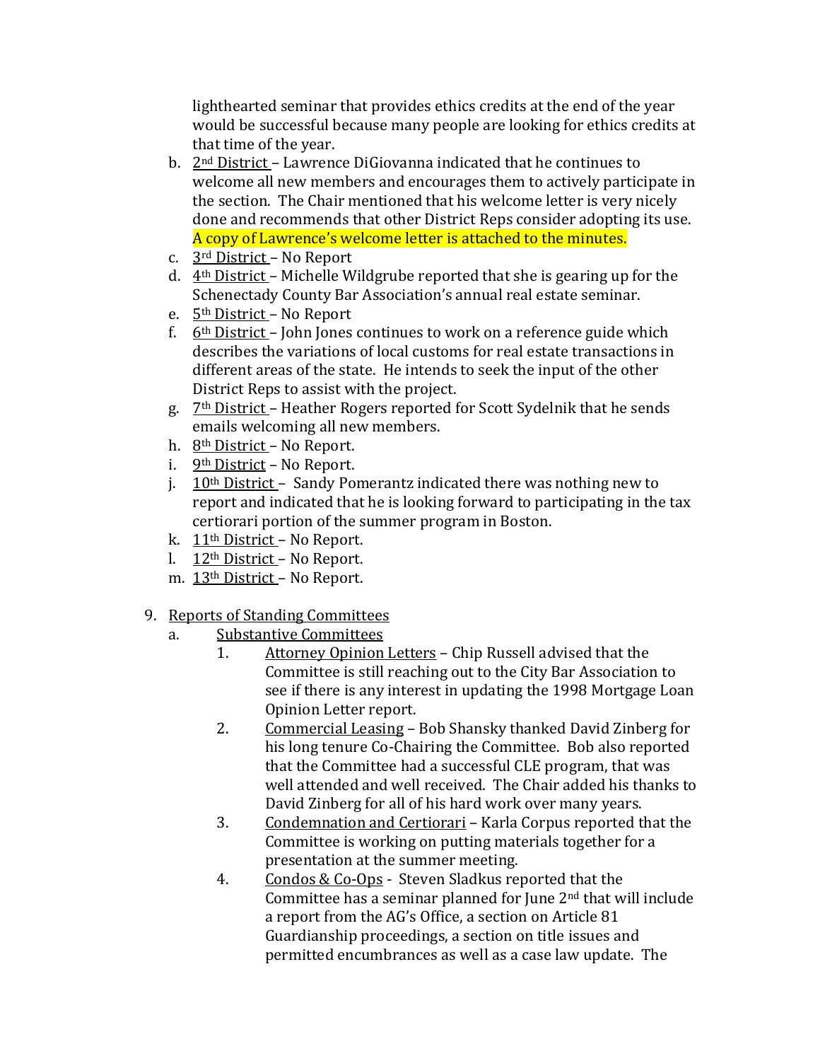lighthearted seminar that provides ethics credits at the end of the year would be successful because many people are looking for ethics credits at that time of the year.

b. 2nd District – Lawrence DiGiovanna indicated that he continues to welcome all new members and encourages them to actively participate in the section. The Chair mentioned that his welcome letter is very nicely done and recommends that other District Reps consider adopting its use. A copy of Lawrence's welcome letter is attached to the minutes.
c. 3rd District – No Report
d. 4th District – Michelle Wildgrube reported that she is gearing up for the Schenectady County Bar Association's annual real estate seminar.
e. 5th District – No Report
f. 6th District – John Jones continues to work on a reference guide which describes the variations of local customs for real estate transactions in different areas of the state. He intends to seek the input of the other District Reps to assist with the project.
g. 7th District – Heather Rogers reported for Scott Sydelnik that he sends emails welcoming all new members.
h. 8th District – No Report.
i. 9th District – No Report.
j. 10th District – Sandy Pomerantz indicated there was nothing new to report and indicated that he is looking forward to participating in the tax certiorari portion of the summer program in Boston.
k. 11th District – No Report.
l. 12th District – No Report.
m. 13th District – No Report.

9. Reports of Standing Committees
   a. Substantive Committees
      1. Attorney Opinion Letters – Chip Russell advised that the Committee is still reaching out to the City Bar Association to see if there is any interest in updating the 1998 Mortgage Loan Opinion Letter report.
      2. Commercial Leasing – Bob Shansky thanked David Zinberg for his long tenure Co-Chairing the Committee. Bob also reported that the Committee had a successful CLE program, that was well attended and well received. The Chair added his thanks to David Zinberg for all of his hard work over many years.
      3. Condemnation and Certiorari – Karla Corpus reported that the Committee is working on putting materials together for a presentation at the summer meeting.
      4. Condos & Co-Ops - Steven Sladkus reported that the Committee has a seminar planned for June 2nd that will include a report from the AG's Office, a section on Article 81 Guardianship proceedings, a section on title issues and permitted encumbrances as well as a case law update. The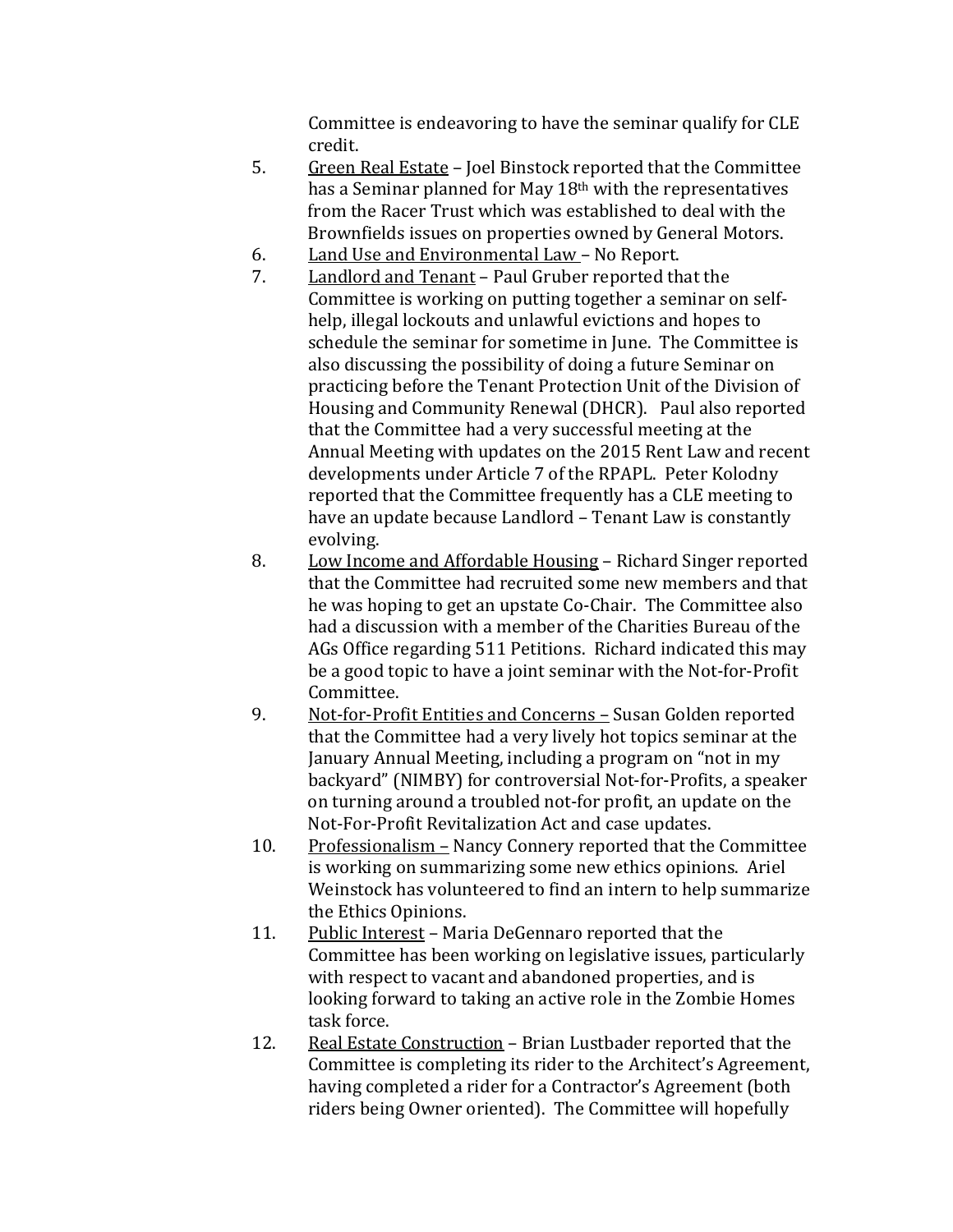Committee is endeavoring to have the seminar qualify for CLE credit.

5. <u>Green Real Estate</u> – Joel Binstock reported that the Committee has a Seminar planned for May 18th with the representatives from the Racer Trust which was established to deal with the Brownfields issues on properties owned by General Motors.
6. <u>Land Use and Environmental Law</u> – No Report.
7. <u>Landlord and Tenant</u> – Paul Gruber reported that the Committee is working on putting together a seminar on self-help, illegal lockouts and unlawful evictions and hopes to schedule the seminar for sometime in June. The Committee is also discussing the possibility of doing a future Seminar on practicing before the Tenant Protection Unit of the Division of Housing and Community Renewal (DHCR). Paul also reported that the Committee had a very successful meeting at the Annual Meeting with updates on the 2015 Rent Law and recent developments under Article 7 of the RPAPL. Peter Kolodny reported that the Committee frequently has a CLE meeting to have an update because Landlord – Tenant Law is constantly evolving.
8. <u>Low Income and Affordable Housing</u> – Richard Singer reported that the Committee had recruited some new members and that he was hoping to get an upstate Co-Chair. The Committee also had a discussion with a member of the Charities Bureau of the AGs Office regarding 511 Petitions. Richard indicated this may be a good topic to have a joint seminar with the Not-for-Profit Committee.
9. <u>Not-for-Profit Entities and Concerns</u> – Susan Golden reported that the Committee had a very lively hot topics seminar at the January Annual Meeting, including a program on "not in my backyard" (NIMBY) for controversial Not-for-Profits, a speaker on turning around a troubled not-for profit, an update on the Not-For-Profit Revitalization Act and case updates.
10. <u>Professionalism</u> – Nancy Connery reported that the Committee is working on summarizing some new ethics opinions. Ariel Weinstock has volunteered to find an intern to help summarize the Ethics Opinions.
11. <u>Public Interest</u> – Maria DeGennaro reported that the Committee has been working on legislative issues, particularly with respect to vacant and abandoned properties, and is looking forward to taking an active role in the Zombie Homes task force.
12. <u>Real Estate Construction</u> – Brian Lustbader reported that the Committee is completing its rider to the Architect's Agreement, having completed a rider for a Contractor's Agreement (both riders being Owner oriented). The Committee will hopefully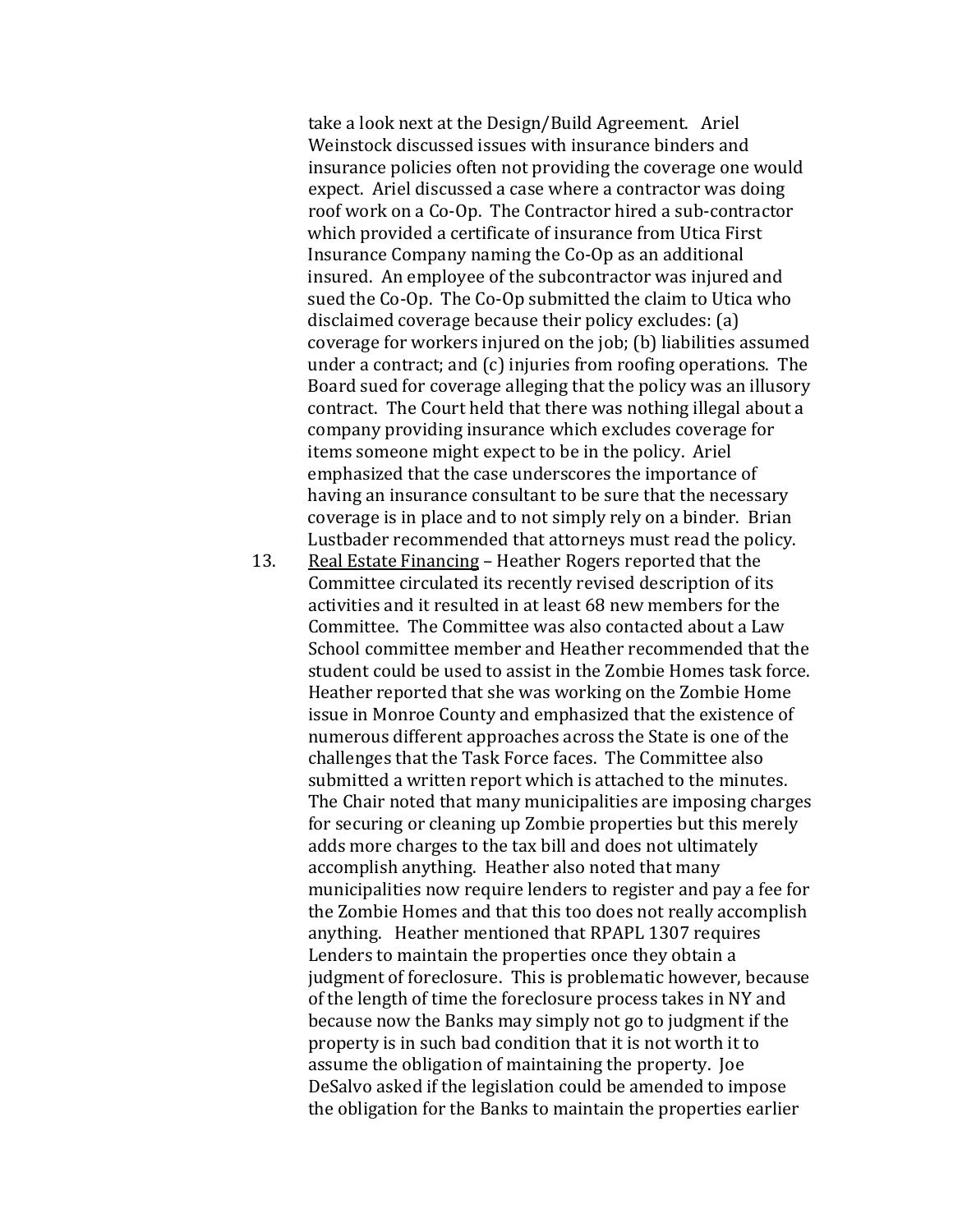take a look next at the Design/Build Agreement. Ariel Weinstock discussed issues with insurance binders and insurance policies often not providing the coverage one would expect. Ariel discussed a case where a contractor was doing roof work on a Co-Op. The Contractor hired a sub-contractor which provided a certificate of insurance from Utica First Insurance Company naming the Co-Op as an additional insured. An employee of the subcontractor was injured and sued the Co-Op. The Co-Op submitted the claim to Utica who disclaimed coverage because their policy excludes: (a) coverage for workers injured on the job; (b) liabilities assumed under a contract; and (c) injuries from roofing operations. The Board sued for coverage alleging that the policy was an illusory contract. The Court held that there was nothing illegal about a company providing insurance which excludes coverage for items someone might expect to be in the policy. Ariel emphasized that the case underscores the importance of having an insurance consultant to be sure that the necessary coverage is in place and to not simply rely on a binder. Brian Lustbader recommended that attorneys must read the policy.

13. Real Estate Financing – Heather Rogers reported that the Committee circulated its recently revised description of its activities and it resulted in at least 68 new members for the Committee. The Committee was also contacted about a Law School committee member and Heather recommended that the student could be used to assist in the Zombie Homes task force. Heather reported that she was working on the Zombie Home issue in Monroe County and emphasized that the existence of numerous different approaches across the State is one of the challenges that the Task Force faces. The Committee also submitted a written report which is attached to the minutes. The Chair noted that many municipalities are imposing charges for securing or cleaning up Zombie properties but this merely adds more charges to the tax bill and does not ultimately accomplish anything. Heather also noted that many municipalities now require lenders to register and pay a fee for the Zombie Homes and that this too does not really accomplish anything. Heather mentioned that RPAPL 1307 requires Lenders to maintain the properties once they obtain a judgment of foreclosure. This is problematic however, because of the length of time the foreclosure process takes in NY and because now the Banks may simply not go to judgment if the property is in such bad condition that it is not worth it to assume the obligation of maintaining the property. Joe DeSalvo asked if the legislation could be amended to impose the obligation for the Banks to maintain the properties earlier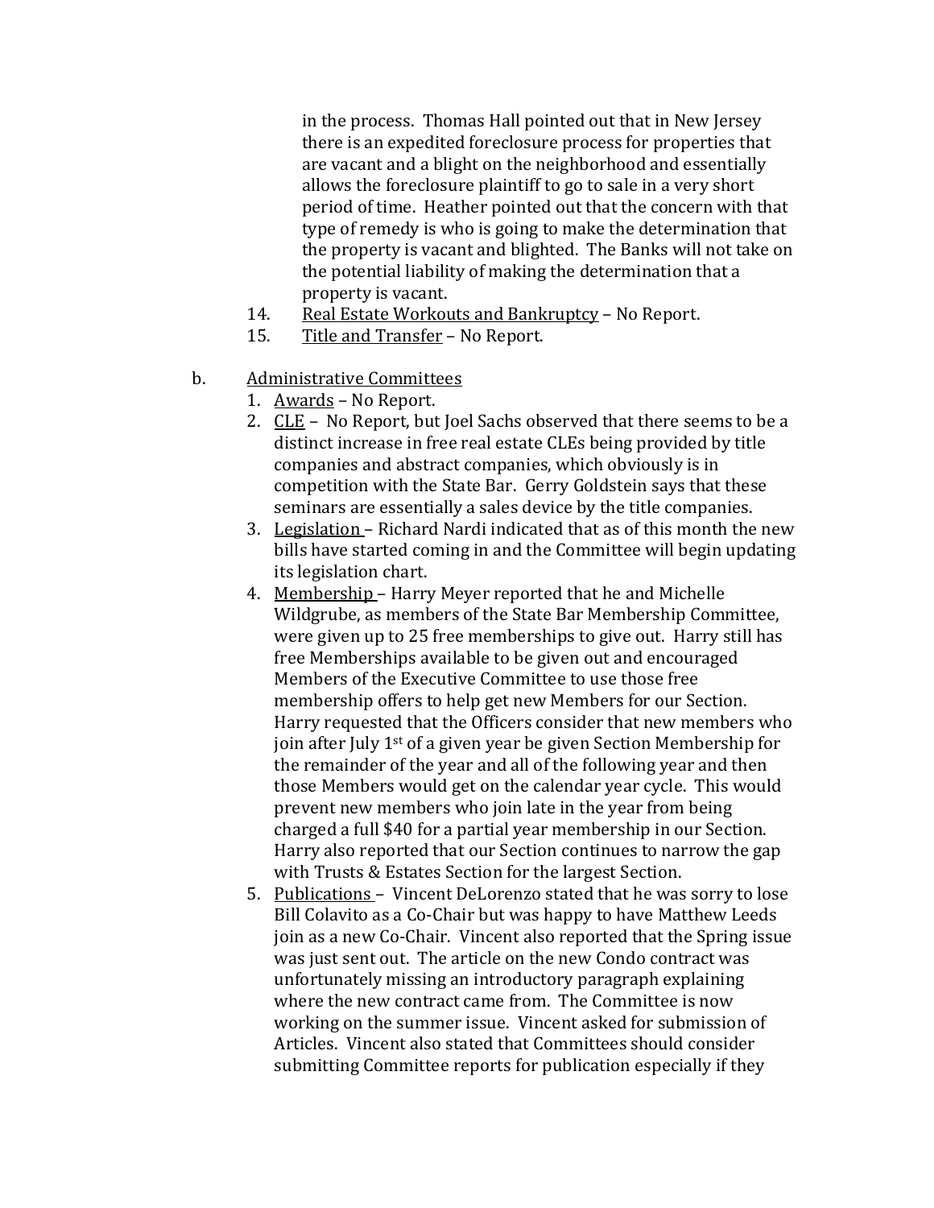in the process. Thomas Hall pointed out that in New Jersey there is an expedited foreclosure process for properties that are vacant and a blight on the neighborhood and essentially allows the foreclosure plaintiff to go to sale in a very short period of time. Heather pointed out that the concern with that type of remedy is who is going to make the determination that the property is vacant and blighted. The Banks will not take on the potential liability of making the determination that a property is vacant.

14. Real Estate Workouts and Bankruptcy – No Report.
15. Title and Transfer – No Report.

b. Administrative Committees

1. Awards – No Report.
2. CLE – No Report, but Joel Sachs observed that there seems to be a distinct increase in free real estate CLEs being provided by title companies and abstract companies, which obviously is in competition with the State Bar. Gerry Goldstein says that these seminars are essentially a sales device by the title companies.
3. Legislation – Richard Nardi indicated that as of this month the new bills have started coming in and the Committee will begin updating its legislation chart.
4. Membership – Harry Meyer reported that he and Michelle Wildgrube, as members of the State Bar Membership Committee, were given up to 25 free memberships to give out. Harry still has free Memberships available to be given out and encouraged Members of the Executive Committee to use those free membership offers to help get new Members for our Section. Harry requested that the Officers consider that new members who join after July 1st of a given year be given Section Membership for the remainder of the year and all of the following year and then those Members would get on the calendar year cycle. This would prevent new members who join late in the year from being charged a full $40 for a partial year membership in our Section. Harry also reported that our Section continues to narrow the gap with Trusts & Estates Section for the largest Section.
5. Publications – Vincent DeLorenzo stated that he was sorry to lose Bill Colavito as a Co-Chair but was happy to have Matthew Leeds join as a new Co-Chair. Vincent also reported that the Spring issue was just sent out. The article on the new Condo contract was unfortunately missing an introductory paragraph explaining where the new contract came from. The Committee is now working on the summer issue. Vincent asked for submission of Articles. Vincent also stated that Committees should consider submitting Committee reports for publication especially if they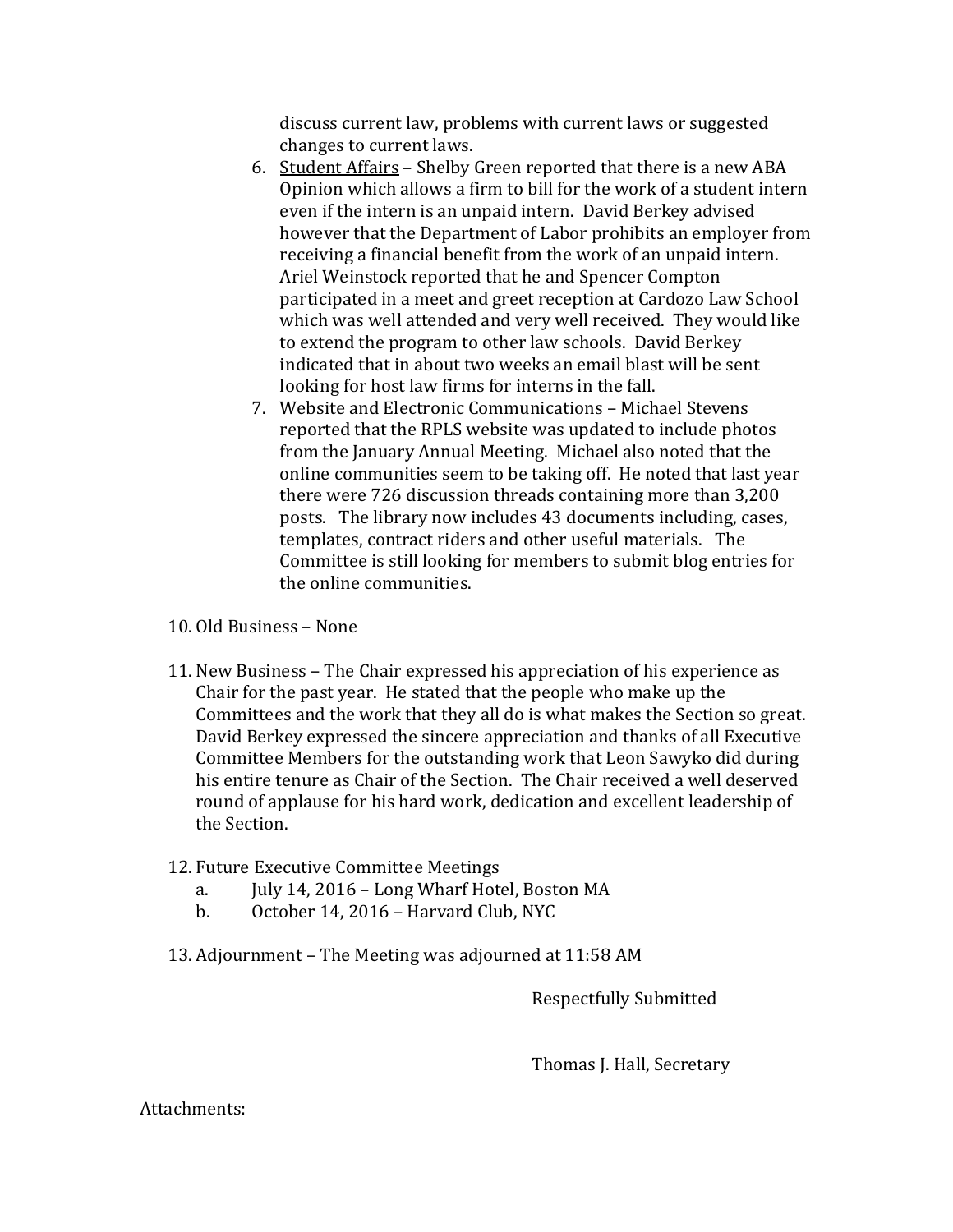discuss current law, problems with current laws or suggested changes to current laws.

6. <u>Student Affairs</u> – Shelby Green reported that there is a new ABA Opinion which allows a firm to bill for the work of a student intern even if the intern is an unpaid intern. David Berkey advised however that the Department of Labor prohibits an employer from receiving a financial benefit from the work of an unpaid intern. Ariel Weinstock reported that he and Spencer Compton participated in a meet and greet reception at Cardozo Law School which was well attended and very well received. They would like to extend the program to other law schools. David Berkey indicated that in about two weeks an email blast will be sent looking for host law firms for interns in the fall.
7. <u>Website and Electronic Communications</u> – Michael Stevens reported that the RPLS website was updated to include photos from the January Annual Meeting. Michael also noted that the online communities seem to be taking off. He noted that last year there were 726 discussion threads containing more than 3,200 posts. The library now includes 43 documents including, cases, templates, contract riders and other useful materials. The Committee is still looking for members to submit blog entries for the online communities.

10. Old Business – None

11. New Business – The Chair expressed his appreciation of his experience as Chair for the past year. He stated that the people who make up the Committees and the work that they all do is what makes the Section so great. David Berkey expressed the sincere appreciation and thanks of all Executive Committee Members for the outstanding work that Leon Sawyko did during his entire tenure as Chair of the Section. The Chair received a well deserved round of applause for his hard work, dedication and excellent leadership of the Section.

12. Future Executive Committee Meetings
    a. July 14, 2016 – Long Wharf Hotel, Boston MA
    b. October 14, 2016 – Harvard Club, NYC

13. Adjournment – The Meeting was adjourned at 11:58 AM

Respectfully Submitted

Thomas J. Hall, Secretary

Attachments: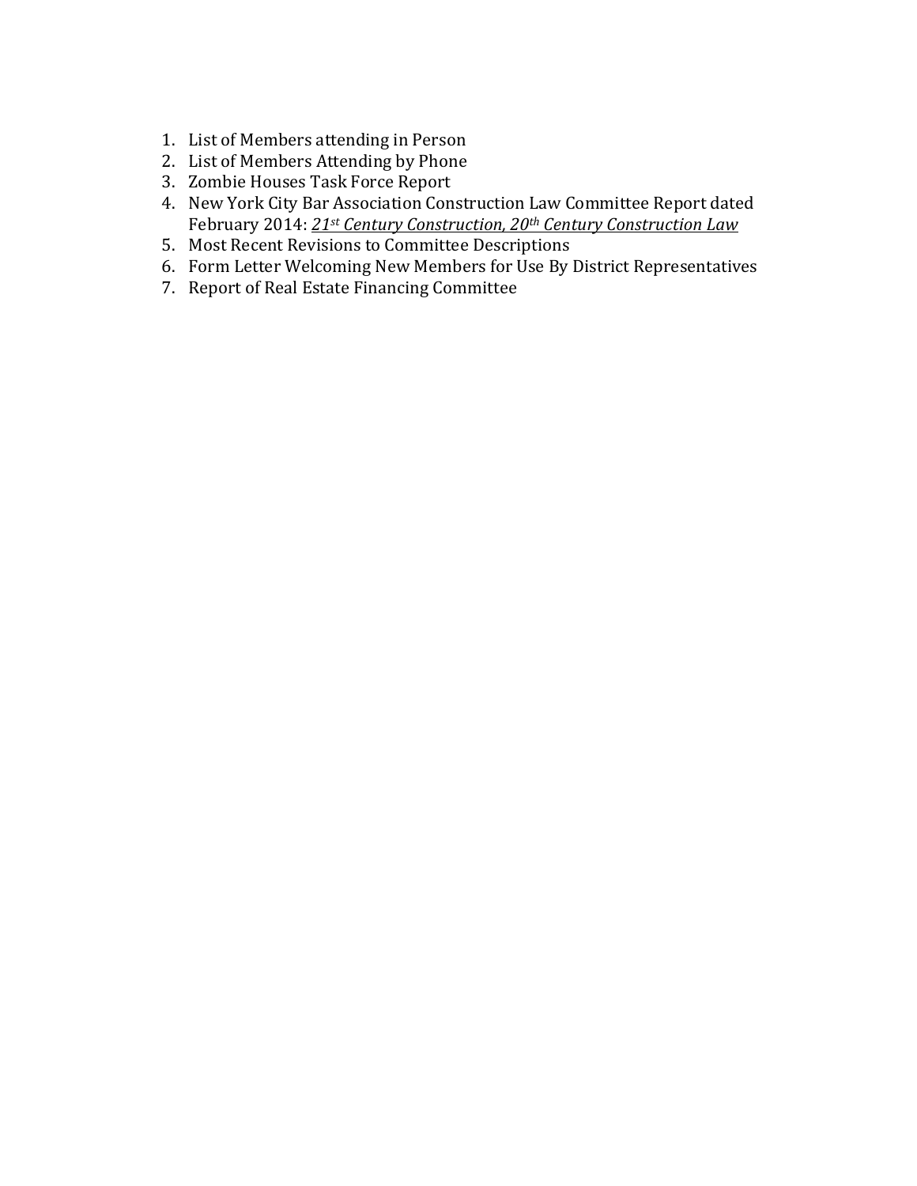1. List of Members attending in Person
2. List of Members Attending by Phone
3. Zombie Houses Task Force Report
4. New York City Bar Association Construction Law Committee Report dated February 2014: *21st Century Construction, 20th Century Construction Law*
5. Most Recent Revisions to Committee Descriptions
6. Form Letter Welcoming New Members for Use By District Representatives
7. Report of Real Estate Financing Committee